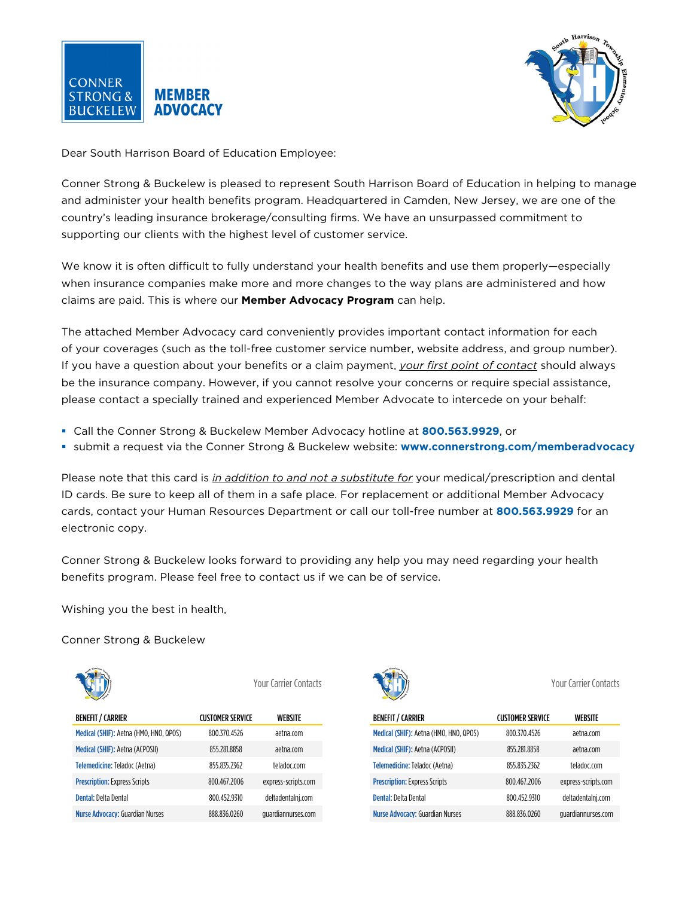CONNER STRONG & BUCKELEW **MEMBER ADVOCACY**

South Harrison Township Elementary School

Dear South Harrison Board of Education Employee:

Conner Strong & Buckelew is pleased to represent South Harrison Board of Education in helping to manage and administer your health benefits program. Headquartered in Camden, New Jersey, we are one of the country's leading insurance brokerage/consulting firms. We have an unsurpassed commitment to supporting our clients with the highest level of customer service.

We know it is often difficult to fully understand your health benefits and use them properly—especially when insurance companies make more and more changes to the way plans are administered and how claims are paid. This is where our **Member Advocacy Program** can help.

The attached Member Advocacy card conveniently provides important contact information for each of your coverages (such as the toll-free customer service number, website address, and group number). If you have a question about your benefits or a claim payment, *your first point of contact* should always be the insurance company. However, if you cannot resolve your concerns or require special assistance, please contact a specially trained and experienced Member Advocate to intercede on your behalf:

- Call the Conner Strong & Buckelew Member Advocacy hotline at **800.563.9929**, or
- submit a request via the Conner Strong & Buckelew website: **www.connerstrong.com/memberadvocacy**

Please note that this card is *in addition to and not a substitute for* your medical/prescription and dental ID cards. Be sure to keep all of them in a safe place. For replacement or additional Member Advocacy cards, contact your Human Resources Department or call our toll-free number at **800.563.9929** for an electronic copy.

Conner Strong & Buckelew looks forward to providing any help you may need regarding your health benefits program. Please feel free to contact us if we can be of service.

Wishing you the best in health,

Conner Strong & Buckelew

Your Carrier Contacts

| BENEFIT / CARRIER | CUSTOMER SERVICE | WEBSITE |
|---|---|---|
| Medical (SHIF): Aetna (HMO, HNO, QPOS) | 800.370.4526 | aetna.com |
| Medical (SHIF): Aetna (ACPOSII) | 855.281.8858 | aetna.com |
| Telemedicine: Teladoc (Aetna) | 855.835.2362 | teladoc.com |
| Prescription: Express Scripts | 800.467.2006 | express-scripts.com |
| Dental: Delta Dental | 800.452.9310 | deltadentalnj.com |
| Nurse Advocacy: Guardian Nurses | 888.836.0260 | guardiannurses.com |

Your Carrier Contacts

| BENEFIT / CARRIER | CUSTOMER SERVICE | WEBSITE |
|---|---|---|
| Medical (SHIF): Aetna (HMO, HNO, QPOS) | 800.370.4526 | aetna.com |
| Medical (SHIF): Aetna (ACPOSII) | 855.281.8858 | aetna.com |
| Telemedicine: Teladoc (Aetna) | 855.835.2362 | teladoc.com |
| Prescription: Express Scripts | 800.467.2006 | express-scripts.com |
| Dental: Delta Dental | 800.452.9310 | deltadentalnj.com |
| Nurse Advocacy: Guardian Nurses | 888.836.0260 | guardiannurses.com |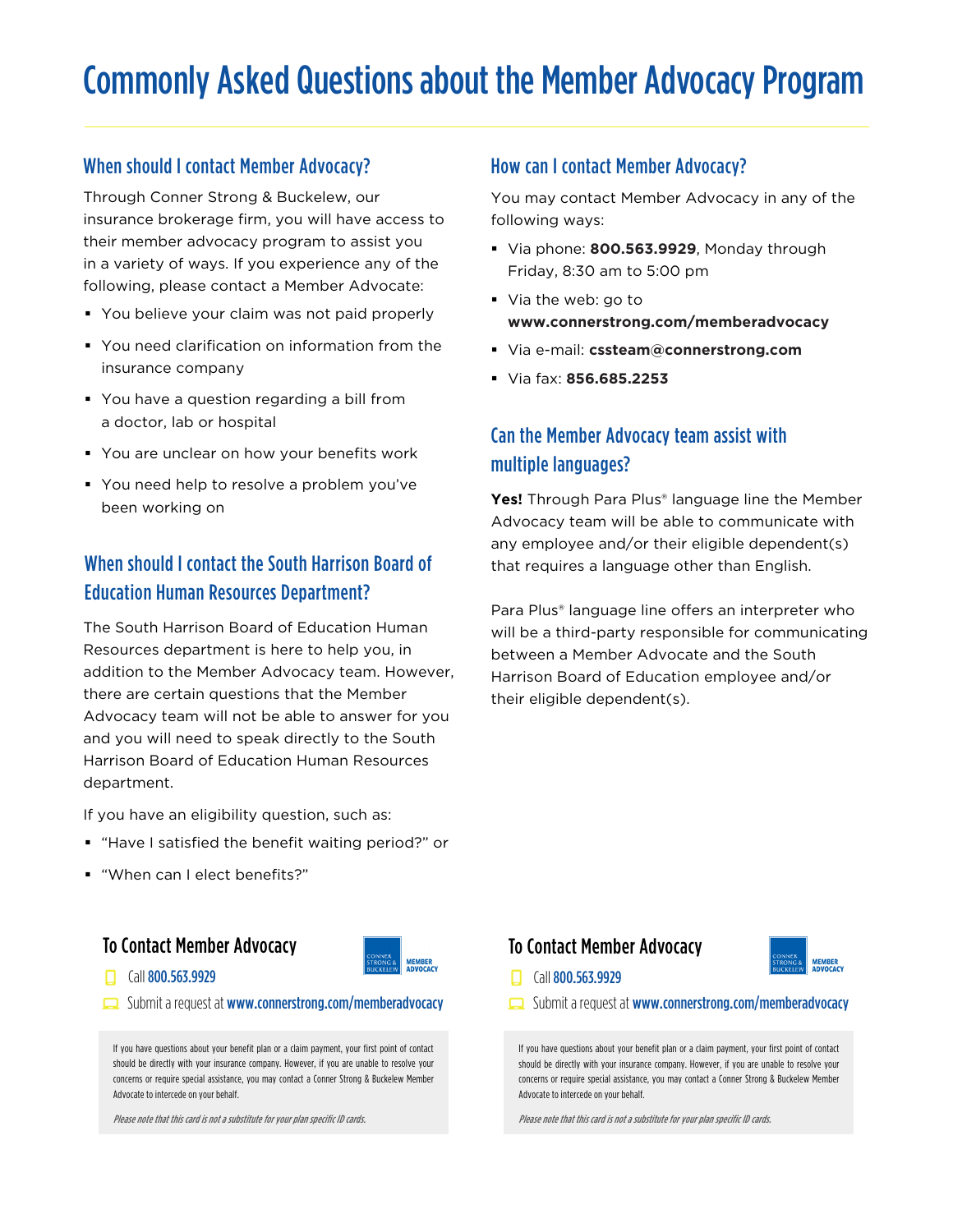# Commonly Asked Questions about the Member Advocacy Program

## When should I contact Member Advocacy?

Through Conner Strong & Buckelew, our insurance brokerage firm, you will have access to their member advocacy program to assist you in a variety of ways. If you experience any of the following, please contact a Member Advocate:

- You believe your claim was not paid properly
- You need clarification on information from the insurance company
- You have a question regarding a bill from a doctor, lab or hospital
- You are unclear on how your benefits work
- You need help to resolve a problem you've been working on

## When should I contact the South Harrison Board of Education Human Resources Department?

The South Harrison Board of Education Human Resources department is here to help you, in addition to the Member Advocacy team. However, there are certain questions that the Member Advocacy team will not be able to answer for you and you will need to speak directly to the South Harrison Board of Education Human Resources department.

If you have an eligibility question, such as:

- "Have I satisfied the benefit waiting period?" or
- "When can I elect benefits?"

## How can I contact Member Advocacy?

You may contact Member Advocacy in any of the following ways:

- Via phone: **800.563.9929**, Monday through Friday, 8:30 am to 5:00 pm
- Via the web: go to **www.connerstrong.com/memberadvocacy**
- Via e-mail: **cssteam@connerstrong.com**
- Via fax: **856.685.2253**

## Can the Member Advocacy team assist with multiple languages?

**Yes!** Through Para Plus® language line the Member Advocacy team will be able to communicate with any employee and/or their eligible dependent(s) that requires a language other than English.

Para Plus® language line offers an interpreter who will be a third-party responsible for communicating between a Member Advocate and the South Harrison Board of Education employee and/or their eligible dependent(s).

### To Contact Member Advocacy

CONNER STRONG & BUCKELEW MEMBER ADVOCACY

Call **800.563.9929**

Submit a request at **www.connerstrong.com/memberadvocacy**

If you have questions about your benefit plan or a claim payment, your first point of contact should be directly with your insurance company. However, if you are unable to resolve your concerns or require special assistance, you may contact a Conner Strong & Buckelew Member Advocate to intercede on your behalf.

*Please note that this card is not a substitute for your plan specific ID cards.*

### To Contact Member Advocacy

CONNER STRONG & BUCKELEW MEMBER ADVOCACY

Call **800.563.9929**

Submit a request at **www.connerstrong.com/memberadvocacy**

If you have questions about your benefit plan or a claim payment, your first point of contact should be directly with your insurance company. However, if you are unable to resolve your concerns or require special assistance, you may contact a Conner Strong & Buckelew Member Advocate to intercede on your behalf.

*Please note that this card is not a substitute for your plan specific ID cards.*